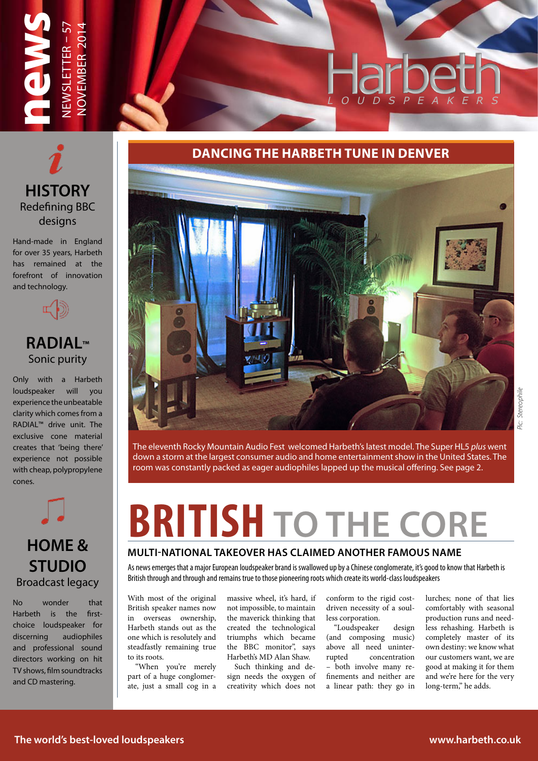# news

NEWSLETTER – 57
NOVEMBER 2014

Harbeth
LOUDSPEAKERS

## DANCING THE HARBETH TUNE IN DENVER

The eleventh Rocky Mountain Audio Fest welcomed Harbeth's latest model. The Super HL5 *plus* went down a storm at the largest consumer audio and home entertainment show in the United States. The room was constantly packed as eager audiophiles lapped up the musical offering. See page 2.

*Pic: Stereophile*

# BRITISH TO THE CORE

## MULTI-NATIONAL TAKEOVER HAS CLAIMED ANOTHER FAMOUS NAME

As news emerges that a major European loudspeaker brand is swallowed up by a Chinese conglomerate, it's good to know that Harbeth is British through and through and remains true to those pioneering roots which create its world-class loudspeakers

With most of the original British speaker names now in overseas ownership, Harbeth stands out as the one which is resolutely and steadfastly remaining true to its roots.

"When you're merely part of a huge conglomerate, just a small cog in a massive wheel, it's hard, if not impossible, to maintain the maverick thinking that created the technological triumphs which became the BBC monitor", says Harbeth's MD Alan Shaw.

Such thinking and design needs the oxygen of creativity which does not conform to the rigid cost-driven necessity of a soulless corporation.

"Loudspeaker design (and composing music) above all need uninterrupted concentration – both involve many refinements and neither are a linear path: they go in lurches; none of that lies comfortably with seasonal production runs and needless rehashing. Harbeth is completely master of its own destiny: we know what our customers want, we are good at making it for them and we're here for the very long-term," he adds.

### HISTORY
Redefining BBC designs

Hand-made in England for over 35 years, Harbeth has remained at the forefront of innovation and technology.

### RADIAL™
Sonic purity

Only with a Harbeth loudspeaker will you experience the unbeatable clarity which comes from a RADIAL™ drive unit. The exclusive cone material creates that 'being there' experience not possible with cheap, polypropylene cones.

### HOME & STUDIO
Broadcast legacy

No wonder that Harbeth is the first-choice loudspeaker for discerning audiophiles and professional sound directors working on hit TV shows, film soundtracks and CD mastering.

The world's best-loved loudspeakers

www.harbeth.co.uk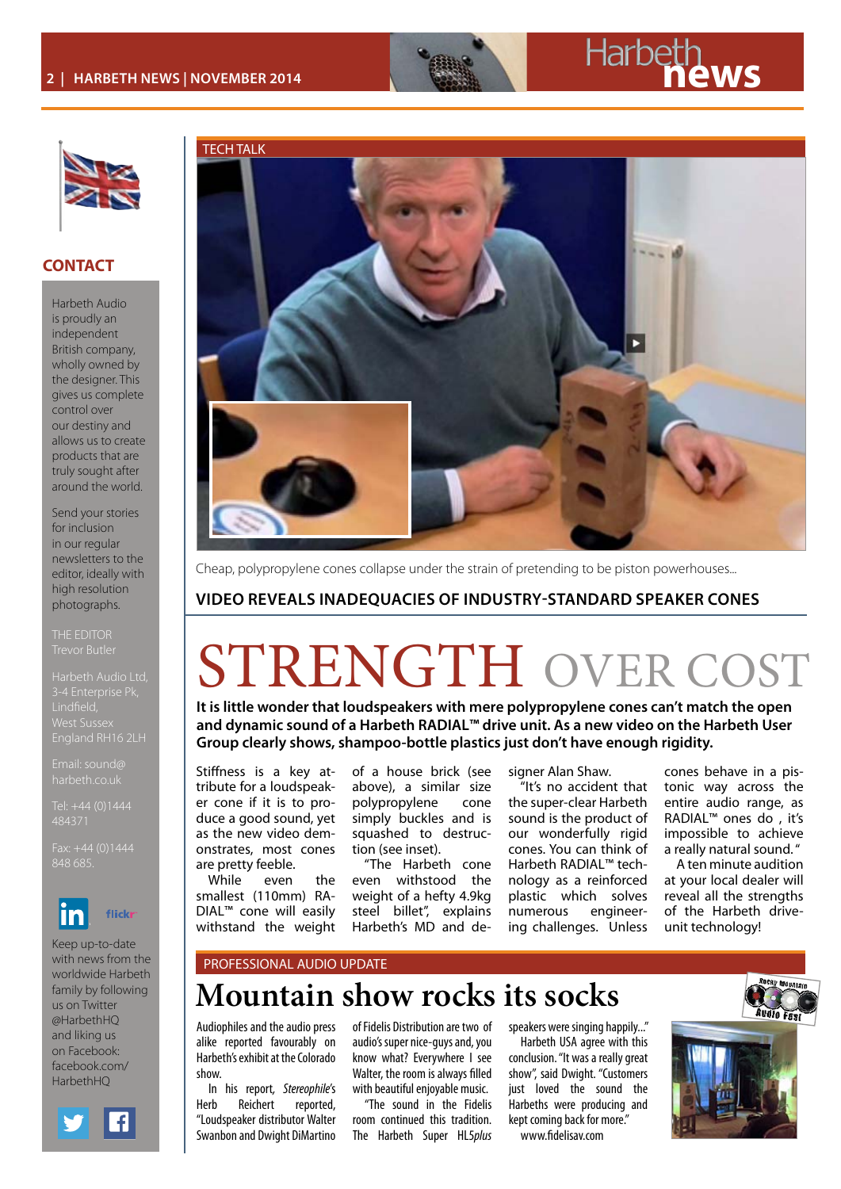## CONTACT

Harbeth Audio is proudly an independent British company, wholly owned by the designer. This gives us complete control over our destiny and allows us to create products that are truly sought after around the world.

Send your stories for inclusion in our regular newsletters to the editor, ideally with high resolution photographs.

THE EDITOR
Trevor Butler

Harbeth Audio Ltd,
3-4 Enterprise Pk,
Lindfield,
West Sussex
England RH16 2LH

Email: sound@harbeth.co.uk

Tel: +44 (0)1444 484371

Fax: +44 (0)1444 848 685.

Keep up-to-date with news from the worldwide Harbeth family by following us on Twitter @HarbethHQ and liking us on Facebook: facebook.com/HarbethHQ

TECH TALK

Cheap, polypropylene cones collapse under the strain of pretending to be piston powerhouses...

### VIDEO REVEALS INADEQUACIES OF INDUSTRY-STANDARD SPEAKER CONES

# STRENGTH OVER COST

**It is little wonder that loudspeakers with mere polypropylene cones can't match the open and dynamic sound of a Harbeth RADIAL™ drive unit. As a new video on the Harbeth User Group clearly shows, shampoo-bottle plastics just don't have enough rigidity.**

Stiffness is a key attribute for a loudspeaker cone if it is to produce a good sound, yet as the new video demonstrates, most cones are pretty feeble.

While even the smallest (110mm) RADIAL™ cone will easily withstand the weight of a house brick (see above), a similar size polypropylene cone simply buckles and is squashed to destruction (see inset).

"The Harbeth cone even withstood the weight of a hefty 4.9kg steel billet", explains Harbeth's MD and designer Alan Shaw.

"It's no accident that the super-clear Harbeth sound is the product of our wonderfully rigid cones. You can think of Harbeth RADIAL™ technology as a reinforced plastic which solves numerous engineering challenges. Unless cones behave in a pistonic way across the entire audio range, as RADIAL™ ones do , it's impossible to achieve a really natural sound."

A ten minute audition at your local dealer will reveal all the strengths of the Harbeth drive-unit technology!

PROFESSIONAL AUDIO UPDATE

# Mountain show rocks its socks

Audiophiles and the audio press alike reported favourably on Harbeth's exhibit at the Colorado show.

In his report, *Stereophile's* Herb Reichert reported, "Loudspeaker distributor Walter Swanson and Dwight DiMartino of Fidelis Distribution are two of audio's super nice-guys and, you know what? Everywhere I see Walter, the room is always filled with beautiful enjoyable music.

"The sound in the Fidelis room continued this tradition. The Harbeth Super HL5*plus* speakers were singing happily..."

Harbeth USA agree with this conclusion. "It was a really great show", said Dwight. "Customers just loved the sound the Harbeths were producing and kept coming back for more."

www.fidelisav.com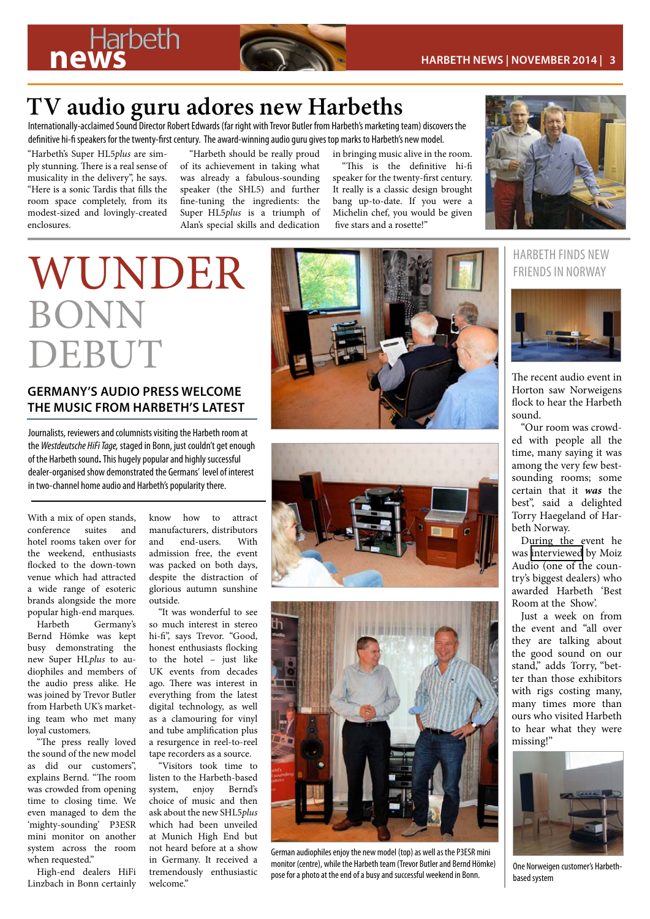# TV audio guru adores new Harbeths

Internationally-acclaimed Sound Director Robert Edwards (far right with Trevor Butler from Harbeth's marketing team) discovers the definitive hi-fi speakers for the twenty-first century. The award-winning audio guru gives top marks to Harbeth's new model.

"Harbeth's Super HL5*plus* are simply stunning. There is a real sense of musicality in the delivery", he says. "Here is a sonic Tardis that fills the room space completely, from its modest-sized and lovingly-created enclosures.

"Harbeth should be really proud of its achievement in taking what was already a fabulous-sounding speaker (the SHL5) and further fine-tuning the ingredients: the Super HL5*plus* is a triumph of Alan's special skills and dedication in bringing music alive in the room.

"This is the definitive hi-fi speaker for the twenty-first century. It really is a classic design brought bang up-to-date. If you were a Michelin chef, you would be given five stars and a rosette!"

# WUNDER BONN DEBUT

## GERMANY'S AUDIO PRESS WELCOME THE MUSIC FROM HARBETH'S LATEST

Journalists, reviewers and columnists visiting the Harbeth room at the *Westdeutsche HiFi Tage,* staged in Bonn, just couldn't get enough of the Harbeth sound**.** This hugely popular and highly successful dealer-organised show demonstrated the Germans' level of interest in two-channel home audio and Harbeth's popularity there.

With a mix of open stands, conference suites and hotel rooms taken over for the weekend, enthusiasts flocked to the down-town venue which had attracted a wide range of esoteric brands alongside the more popular high-end marques.

Harbeth Germany's Bernd Hömke was kept busy demonstrating the new Super HL*plus* to audiophiles and members of the audio press alike. He was joined by Trevor Butler from Harbeth UK's marketing team who met many loyal customers.

"The press really loved the sound of the new model as did our customers", explains Bernd. "The room was crowded from opening time to closing time. We even managed to dem the 'mighty-sounding' P3ESR mini monitor on another system across the room when requested."

High-end dealers HiFi Linzbach in Bonn certainly know how to attract manufacturers, distributors and end-users. With admission free, the event was packed on both days, despite the distraction of glorious autumn sunshine outside.

"It was wonderful to see so much interest in stereo hi-fi", says Trevor. "Good, honest enthusiasts flocking to the hotel – just like UK events from decades ago. There was interest in everything from the latest digital technology, as well as a clamouring for vinyl and tube amplification plus a resurgence in reel-to-reel tape recorders as a source.

"Visitors took time to listen to the Harbeth-based system, enjoy Bernd's choice of music and then ask about the new SHL5*plus* which had been unveiled at Munich High End but not heard before at a show in Germany. It received a tremendously enthusiastic welcome."

German audiophiles enjoy the new model (top) as well as the P3ESR mini monitor (centre), while the Harbeth team (Trevor Butler and Bernd Hömke) pose for a photo at the end of a busy and successful weekend in Bonn.

## HARBETH FINDS NEW FRIENDS IN NORWAY

The recent audio event in Horton saw Norweigens flock to hear the Harbeth sound.

"Our room was crowded with people all the time, many saying it was among the very few best-sounding rooms; some certain that it ***was*** the best", said a delighted Torry Haegeland of Harbeth Norway.

During the event he was interviewed by Moiz Audio (one of the country's biggest dealers) who awarded Harbeth 'Best Room at the Show'.

Just a week on from the event and "all over they are talking about the good sound on our stand," adds Torry, "better than those exhibitors with rigs costing many, many times more than ours who visited Harbeth to hear what they were missing!"

One Norweigen customer's Harbeth-based system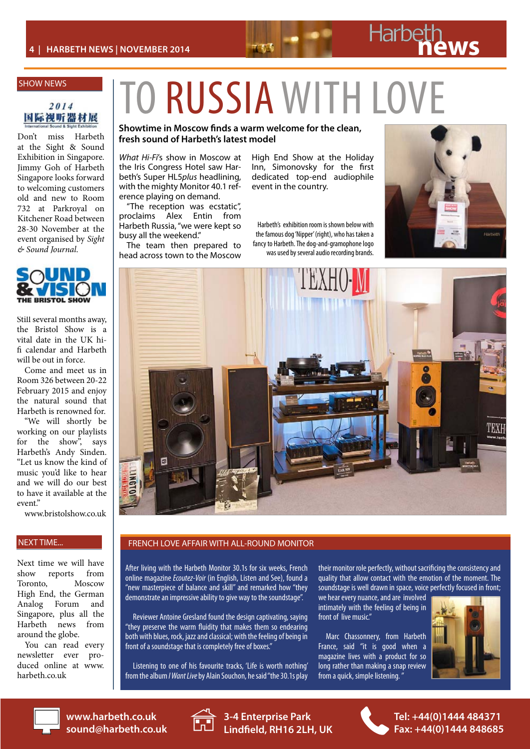## SHOW NEWS

2014 国际视听器材展 International Sound & Sight Exhibition

Don't miss Harbeth at the Sight & Sound Exhibition in Singapore. Jimmy Goh of Harbeth Singapore looks forward to welcoming customers old and new to Room 732 at Parkroyal on Kitchener Road between 28-30 November at the event organised by *Sight & Sound Journal*.

SOUND & VISION THE BRISTOL SHOW

Still several months away, the Bristol Show is a vital date in the UK hi-fi calendar and Harbeth will be out in force.

Come and meet us in Room 326 between 20-22 February 2015 and enjoy the natural sound that Harbeth is renowned for.

"We will shortly be working on our playlists for the show", says Harbeth's Andy Sinden. "Let us know the kind of music you'd like to hear and we will do our best to have it available at the event."

www.bristolshow.co.uk

## NEXT TIME...

Next time we will have show reports from Toronto, Moscow High End, the German Analog Forum and Singapore, plus all the Harbeth news from around the globe.

You can read every newsletter ever produced online at www.harbeth.co.uk

# TO RUSSIA WITH LOVE

**Showtime in Moscow finds a warm welcome for the clean, fresh sound of Harbeth's latest model**

*What Hi-Fi*'s show in Moscow at the Iris Congress Hotel saw Harbeth's Super HL5*plus* headlining, with the mighty Monitor 40.1 reference playing on demand.

"The reception was ecstatic", proclaims Alex Entin from Harbeth Russia, "we were kept so busy all the weekend."

The team then prepared to head across town to the Moscow High End Show at the Holiday Inn, Simonovsky for the first dedicated top-end audiophile event in the country.

Harbeth's exhibition room is shown below with the famous dog 'Nipper' (right), who has taken a fancy to Harbeth. The dog-and-gramophone logo was used by several audio recording brands.

## FRENCH LOVE AFFAIR WITH ALL-ROUND MONITOR

After living with the Harbeth Monitor 30.1s for six weeks, French online magazine *Ecoutez-Voir* (in English, Listen and See), found a "new masterpiece of balance and skill" and remarked how "they demonstrate an impressive ability to give way to the soundstage".

Reviewer Antoine Gresland found the design captivating, saying "they preserve the warm fluidity that makes them so endearing both with blues, rock, jazz and classical; with the feeling of being in front of a soundstage that is completely free of boxes."

Listening to one of his favourite tracks, 'Life is worth nothing' from the album *I Want Live* by Alain Souchon, he said "the 30.1s play their monitor role perfectly, without sacrificing the consistency and quality that allow contact with the emotion of the moment. The soundstage is well drawn in space, voice perfectly focused in front; we hear every nuance, and are involved intimately with the feeling of being in front of live music."

Marc Chassonnery, from Harbeth France, said "it is good when a magazine lives with a product for so long rather than making a snap review from a quick, simple listening."

www.harbeth.co.uk
sound@harbeth.co.uk

3-4 Enterprise Park
Lindfield, RH16 2LH, UK

Tel: +44(0)1444 484371
Fax: +44(0)1444 848685